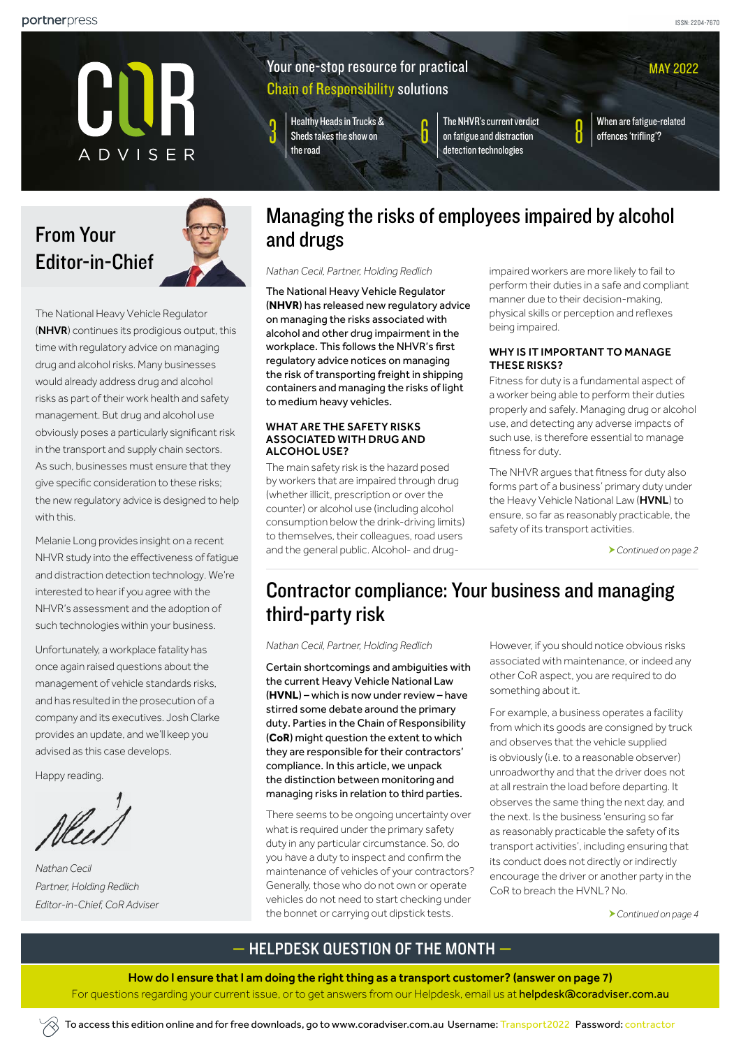portnerpress

ISSN: 2204-7670

# COR ADVISER

Your one-stop resource for practical Chain of Responsibility solutions

MAY 2022

3 Healthy Heads in Trucks & Sheds takes the show on the road

6 The NHVR's current verdict on fatigue and distraction detection technologies

8 When are fatigue-related offences 'trifling'?

## From Your Editor-in-Chief

The National Heavy Vehicle Regulator (**NHVR**) continues its prodigious output, this time with regulatory advice on managing drug and alcohol risks. Many businesses would already address drug and alcohol risks as part of their work health and safety management. But drug and alcohol use obviously poses a particularly significant risk in the transport and supply chain sectors. As such, businesses must ensure that they give specific consideration to these risks; the new regulatory advice is designed to help with this.

Melanie Long provides insight on a recent NHVR study into the effectiveness of fatigue and distraction detection technology. We're interested to hear if you agree with the NHVR's assessment and the adoption of such technologies within your business.

Unfortunately, a workplace fatality has once again raised questions about the management of vehicle standards risks, and has resulted in the prosecution of a company and its executives. Josh Clarke provides an update, and we'll keep you advised as this case develops.

Happy reading.

*Nathan Cecil*
*Partner, Holding Redlich*
*Editor-in-Chief, CoR Adviser*

## Managing the risks of employees impaired by alcohol and drugs

*Nathan Cecil, Partner, Holding Redlich*

The National Heavy Vehicle Regulator (**NHVR**) has released new regulatory advice on managing the risks associated with alcohol and other drug impairment in the workplace. This follows the NHVR's first regulatory advice notices on managing the risk of transporting freight in shipping containers and managing the risks of light to medium heavy vehicles.

### WHAT ARE THE SAFETY RISKS ASSOCIATED WITH DRUG AND ALCOHOL USE?

The main safety risk is the hazard posed by workers that are impaired through drug (whether illicit, prescription or over the counter) or alcohol use (including alcohol consumption below the drink-driving limits) to themselves, their colleagues, road users and the general public. Alcohol- and drug-impaired workers are more likely to fail to perform their duties in a safe and compliant manner due to their decision-making, physical skills or perception and reflexes being impaired.

### WHY IS IT IMPORTANT TO MANAGE THESE RISKS?

Fitness for duty is a fundamental aspect of a worker being able to perform their duties properly and safely. Managing drug or alcohol use, and detecting any adverse impacts of such use, is therefore essential to manage fitness for duty.

The NHVR argues that fitness for duty also forms part of a business' primary duty under the Heavy Vehicle National Law (**HVNL**) to ensure, so far as reasonably practicable, the safety of its transport activities.

*Continued on page 2*

## Contractor compliance: Your business and managing third-party risk

*Nathan Cecil, Partner, Holding Redlich*

Certain shortcomings and ambiguities with the current Heavy Vehicle National Law (**HVNL**) – which is now under review – have stirred some debate around the primary duty. Parties in the Chain of Responsibility (**CoR**) might question the extent to which they are responsible for their contractors' compliance. In this article, we unpack the distinction between monitoring and managing risks in relation to third parties.

There seems to be ongoing uncertainty over what is required under the primary safety duty in any particular circumstance. So, do you have a duty to inspect and confirm the maintenance of vehicles of your contractors? Generally, those who do not own or operate vehicles do not need to start checking under the bonnet or carrying out dipstick tests.

However, if you should notice obvious risks associated with maintenance, or indeed any other CoR aspect, you are required to do something about it.

For example, a business operates a facility from which its goods are consigned by truck and observes that the vehicle supplied is obviously (i.e. to a reasonable observer) unroadworthy and that the driver does not at all restrain the load before departing. It observes the same thing the next day, and the next. Is the business 'ensuring so far as reasonably practicable the safety of its transport activities', including ensuring that its conduct does not directly or indirectly encourage the driver or another party in the CoR to breach the HVNL? No.

*Continued on page 4*

## — HELPDESK QUESTION OF THE MONTH —

**How do I ensure that I am doing the right thing as a transport customer? (answer on page 7)**

For questions regarding your current issue, or to get answers from our Helpdesk, email us at **helpdesk@coradviser.com.au**

To access this edition online and for free downloads, go to www.coradviser.com.au Username: Transport2022 Password: contractor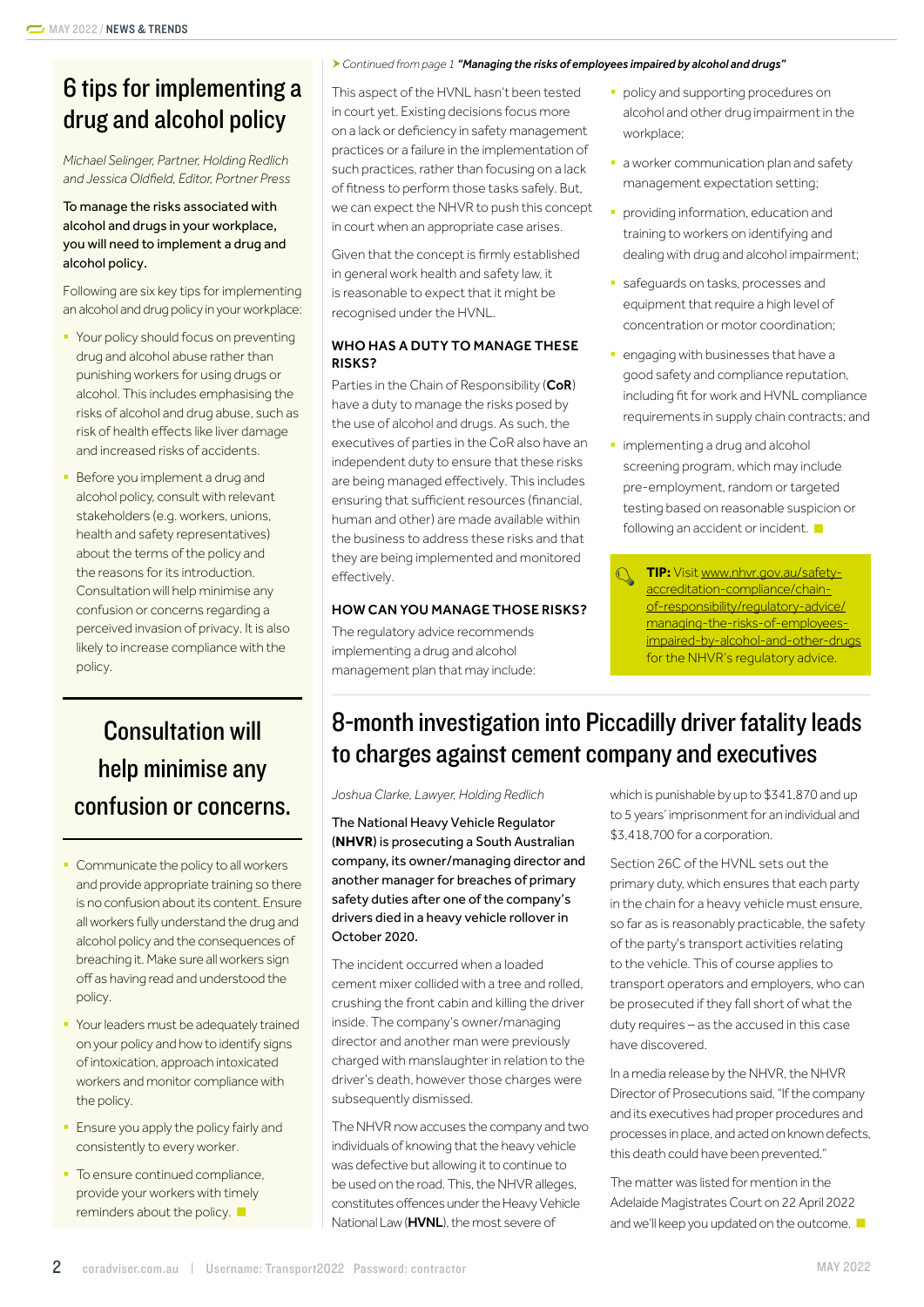## 6 tips for implementing a drug and alcohol policy

*Michael Selinger, Partner, Holding Redlich and Jessica Oldfield, Editor, Portner Press*

To manage the risks associated with alcohol and drugs in your workplace, you will need to implement a drug and alcohol policy.

Following are six key tips for implementing an alcohol and drug policy in your workplace:

- Your policy should focus on preventing drug and alcohol abuse rather than punishing workers for using drugs or alcohol. This includes emphasising the risks of alcohol and drug abuse, such as risk of health effects like liver damage and increased risks of accidents.
- Before you implement a drug and alcohol policy, consult with relevant stakeholders (e.g. workers, unions, health and safety representatives) about the terms of the policy and the reasons for its introduction. Consultation will help minimise any confusion or concerns regarding a perceived invasion of privacy. It is also likely to increase compliance with the policy.

> Consultation will help minimise any confusion or concerns.

- Communicate the policy to all workers and provide appropriate training so there is no confusion about its content. Ensure all workers fully understand the drug and alcohol policy and the consequences of breaching it. Make sure all workers sign off as having read and understood the policy.
- Your leaders must be adequately trained on your policy and how to identify signs of intoxication, approach intoxicated workers and monitor compliance with the policy.
- Ensure you apply the policy fairly and consistently to every worker.
- To ensure continued compliance, provide your workers with timely reminders about the policy.

*Continued from page 1* ***"Managing the risks of employees impaired by alcohol and drugs"***

This aspect of the HVNL hasn't been tested in court yet. Existing decisions focus more on a lack or deficiency in safety management practices or a failure in the implementation of such practices, rather than focusing on a lack of fitness to perform those tasks safely. But, we can expect the NHVR to push this concept in court when an appropriate case arises.

Given that the concept is firmly established in general work health and safety law, it is reasonable to expect that it might be recognised under the HVNL.

### WHO HAS A DUTY TO MANAGE THESE RISKS?

Parties in the Chain of Responsibility (**CoR**) have a duty to manage the risks posed by the use of alcohol and drugs. As such, the executives of parties in the CoR also have an independent duty to ensure that these risks are being managed effectively. This includes ensuring that sufficient resources (financial, human and other) are made available within the business to address these risks and that they are being implemented and monitored effectively.

### HOW CAN YOU MANAGE THOSE RISKS?

The regulatory advice recommends implementing a drug and alcohol management plan that may include:

- policy and supporting procedures on alcohol and other drug impairment in the workplace;
- a worker communication plan and safety management expectation setting;
- providing information, education and training to workers on identifying and dealing with drug and alcohol impairment;
- safeguards on tasks, processes and equipment that require a high level of concentration or motor coordination;
- engaging with businesses that have a good safety and compliance reputation, including fit for work and HVNL compliance requirements in supply chain contracts; and
- implementing a drug and alcohol screening program, which may include pre-employment, random or targeted testing based on reasonable suspicion or following an accident or incident.

> **TIP:** Visit www.nhvr.gov.au/safety-accreditation-compliance/chain-of-responsibility/regulatory-advice/managing-the-risks-of-employees-impaired-by-alcohol-and-other-drugs for the NHVR's regulatory advice.

## 8-month investigation into Piccadilly driver fatality leads to charges against cement company and executives

*Joshua Clarke, Lawyer, Holding Redlich*

The National Heavy Vehicle Regulator (**NHVR**) is prosecuting a South Australian company, its owner/managing director and another manager for breaches of primary safety duties after one of the company's drivers died in a heavy vehicle rollover in October 2020.

The incident occurred when a loaded cement mixer collided with a tree and rolled, crushing the front cabin and killing the driver inside. The company's owner/managing director and another man were previously charged with manslaughter in relation to the driver's death, however those charges were subsequently dismissed.

The NHVR now accuses the company and two individuals of knowing that the heavy vehicle was defective but allowing it to continue to be used on the road. This, the NHVR alleges, constitutes offences under the Heavy Vehicle National Law (**HVNL**), the most severe of which is punishable by up to $341,870 and up to 5 years' imprisonment for an individual and $3,418,700 for a corporation.

Section 26C of the HVNL sets out the primary duty, which ensures that each party in the chain for a heavy vehicle must ensure, so far as is reasonably practicable, the safety of the party's transport activities relating to the vehicle. This of course applies to transport operators and employers, who can be prosecuted if they fall short of what the duty requires – as the accused in this case have discovered.

In a media release by the NHVR, the NHVR Director of Prosecutions said, "If the company and its executives had proper procedures and processes in place, and acted on known defects, this death could have been prevented."

The matter was listed for mention in the Adelaide Magistrates Court on 22 April 2022 and we'll keep you updated on the outcome.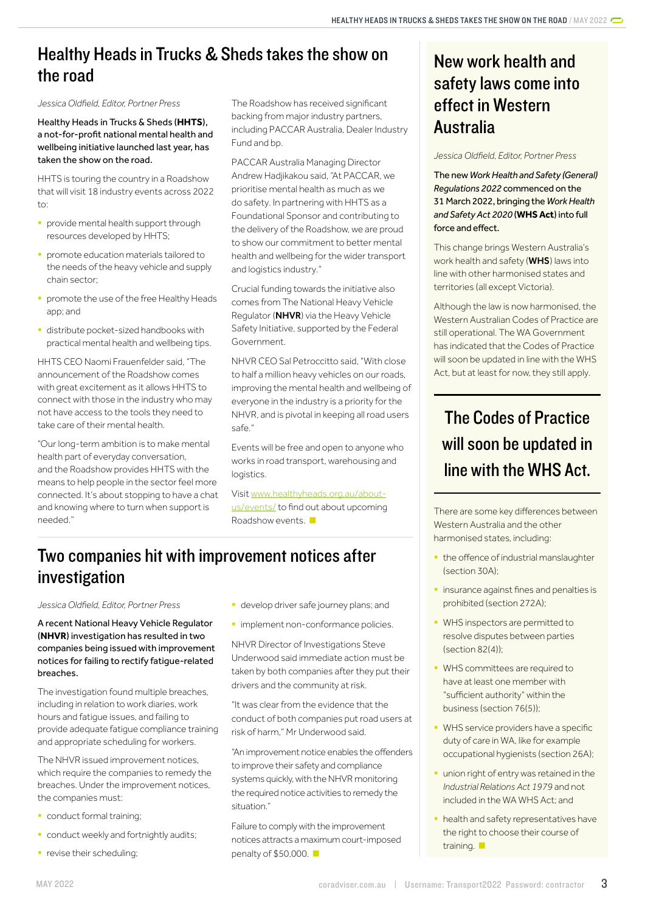## Healthy Heads in Trucks & Sheds takes the show on the road

*Jessica Oldfield, Editor, Portner Press*

Healthy Heads in Trucks & Sheds (**HHTS**), a not-for-profit national mental health and wellbeing initiative launched last year, has taken the show on the road.

HHTS is touring the country in a Roadshow that will visit 18 industry events across 2022 to:

- provide mental health support through resources developed by HHTS;
- promote education materials tailored to the needs of the heavy vehicle and supply chain sector;
- promote the use of the free Healthy Heads app; and
- distribute pocket-sized handbooks with practical mental health and wellbeing tips.

HHTS CEO Naomi Frauenfelder said, "The announcement of the Roadshow comes with great excitement as it allows HHTS to connect with those in the industry who may not have access to the tools they need to take care of their mental health.

"Our long-term ambition is to make mental health part of everyday conversation, and the Roadshow provides HHTS with the means to help people in the sector feel more connected. It's about stopping to have a chat and knowing where to turn when support is needed."

The Roadshow has received significant backing from major industry partners, including PACCAR Australia, Dealer Industry Fund and bp.

PACCAR Australia Managing Director Andrew Hadjikakou said, "At PACCAR, we prioritise mental health as much as we do safety. In partnering with HHTS as a Foundational Sponsor and contributing to the delivery of the Roadshow, we are proud to show our commitment to better mental health and wellbeing for the wider transport and logistics industry."

Crucial funding towards the initiative also comes from The National Heavy Vehicle Regulator (**NHVR**) via the Heavy Vehicle Safety Initiative, supported by the Federal Government.

NHVR CEO Sal Petroccitto said, "With close to half a million heavy vehicles on our roads, improving the mental health and wellbeing of everyone in the industry is a priority for the NHVR, and is pivotal in keeping all road users safe."

Events will be free and open to anyone who works in road transport, warehousing and logistics.

Visit www.healthyheads.org.au/about-us/events/ to find out about upcoming Roadshow events.

## Two companies hit with improvement notices after investigation

*Jessica Oldfield, Editor, Portner Press*

A recent National Heavy Vehicle Regulator (**NHVR**) investigation has resulted in two companies being issued with improvement notices for failing to rectify fatigue-related breaches.

The investigation found multiple breaches, including in relation to work diaries, work hours and fatigue issues, and failing to provide adequate fatigue compliance training and appropriate scheduling for workers.

The NHVR issued improvement notices, which require the companies to remedy the breaches. Under the improvement notices, the companies must:

- conduct formal training;
- conduct weekly and fortnightly audits;
- revise their scheduling;
- develop driver safe journey plans; and
- implement non-conformance policies.

NHVR Director of Investigations Steve Underwood said immediate action must be taken by both companies after they put their drivers and the community at risk.

"It was clear from the evidence that the conduct of both companies put road users at risk of harm," Mr Underwood said.

"An improvement notice enables the offenders to improve their safety and compliance systems quickly, with the NHVR monitoring the required notice activities to remedy the situation."

Failure to comply with the improvement notices attracts a maximum court-imposed penalty of $50,000.

## New work health and safety laws come into effect in Western Australia

*Jessica Oldfield, Editor, Portner Press*

The new *Work Health and Safety (General) Regulations 2022* commenced on the 31 March 2022, bringing the *Work Health and Safety Act 2020* (**WHS Act**) into full force and effect.

This change brings Western Australia's work health and safety (**WHS**) laws into line with other harmonised states and territories (all except Victoria).

Although the law is now harmonised, the Western Australian Codes of Practice are still operational. The WA Government has indicated that the Codes of Practice will soon be updated in line with the WHS Act, but at least for now, they still apply.

> The Codes of Practice will soon be updated in line with the WHS Act.

There are some key differences between Western Australia and the other harmonised states, including:

- the offence of industrial manslaughter (section 30A);
- insurance against fines and penalties is prohibited (section 272A);
- WHS inspectors are permitted to resolve disputes between parties (section 82(4));
- WHS committees are required to have at least one member with "sufficient authority" within the business (section 76(5));
- WHS service providers have a specific duty of care in WA, like for example occupational hygienists (section 26A);
- union right of entry was retained in the *Industrial Relations Act 1979* and not included in the WA WHS Act; and
- health and safety representatives have the right to choose their course of training.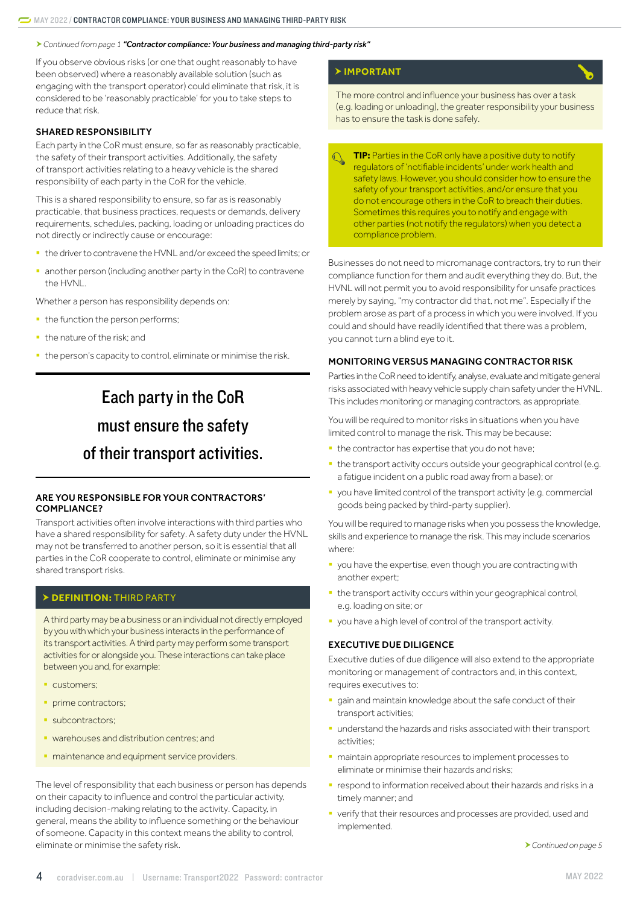*Continued from page 1 **"Contractor compliance: Your business and managing third-party risk"***

If you observe obvious risks (or one that ought reasonably to have been observed) where a reasonably available solution (such as engaging with the transport operator) could eliminate that risk, it is considered to be 'reasonably practicable' for you to take steps to reduce that risk.

### SHARED RESPONSIBILITY

Each party in the CoR must ensure, so far as reasonably practicable, the safety of their transport activities. Additionally, the safety of transport activities relating to a heavy vehicle is the shared responsibility of each party in the CoR for the vehicle.

This is a shared responsibility to ensure, so far as is reasonably practicable, that business practices, requests or demands, delivery requirements, schedules, packing, loading or unloading practices do not directly or indirectly cause or encourage:

- the driver to contravene the HVNL and/or exceed the speed limits; or
- another person (including another party in the CoR) to contravene the HVNL.

Whether a person has responsibility depends on:

- the function the person performs;
- the nature of the risk; and
- the person's capacity to control, eliminate or minimise the risk.

> **Each party in the CoR must ensure the safety of their transport activities.**

### ARE YOU RESPONSIBLE FOR YOUR CONTRACTORS' COMPLIANCE?

Transport activities often involve interactions with third parties who have a shared responsibility for safety. A safety duty under the HVNL may not be transferred to another person, so it is essential that all parties in the CoR cooperate to control, eliminate or minimise any shared transport risks.

> **DEFINITION: THIRD PARTY**
>
> A third party may be a business or an individual not directly employed by you with which your business interacts in the performance of its transport activities. A third party may perform some transport activities for or alongside you. These interactions can take place between you and, for example:
>
> - customers;
> - prime contractors;
> - subcontractors;
> - warehouses and distribution centres; and
> - maintenance and equipment service providers.

The level of responsibility that each business or person has depends on their capacity to influence and control the particular activity, including decision-making relating to the activity. Capacity, in general, means the ability to influence something or the behaviour of someone. Capacity in this context means the ability to control, eliminate or minimise the safety risk.

> **IMPORTANT**
>
> The more control and influence your business has over a task (e.g. loading or unloading), the greater responsibility your business has to ensure the task is done safely.

> **TIP:** Parties in the CoR only have a positive duty to notify regulators of 'notifiable incidents' under work health and safety laws. However, you should consider how to ensure the safety of your transport activities, and/or ensure that you do not encourage others in the CoR to breach their duties. Sometimes this requires you to notify and engage with other parties (not notify the regulators) when you detect a compliance problem.

Businesses do not need to micromanage contractors, try to run their compliance function for them and audit everything they do. But, the HVNL will not permit you to avoid responsibility for unsafe practices merely by saying, "my contractor did that, not me". Especially if the problem arose as part of a process in which you were involved. If you could and should have readily identified that there was a problem, you cannot turn a blind eye to it.

### MONITORING VERSUS MANAGING CONTRACTOR RISK

Parties in the CoR need to identify, analyse, evaluate and mitigate general risks associated with heavy vehicle supply chain safety under the HVNL. This includes monitoring or managing contractors, as appropriate.

You will be required to monitor risks in situations when you have limited control to manage the risk. This may be because:

- the contractor has expertise that you do not have;
- the transport activity occurs outside your geographical control (e.g. a fatigue incident on a public road away from a base); or
- you have limited control of the transport activity (e.g. commercial goods being packed by third-party supplier).

You will be required to manage risks when you possess the knowledge, skills and experience to manage the risk. This may include scenarios where:

- you have the expertise, even though you are contracting with another expert;
- the transport activity occurs within your geographical control, e.g. loading on site; or
- you have a high level of control of the transport activity.

### EXECUTIVE DUE DILIGENCE

Executive duties of due diligence will also extend to the appropriate monitoring or management of contractors and, in this context, requires executives to:

- gain and maintain knowledge about the safe conduct of their transport activities;
- understand the hazards and risks associated with their transport activities;
- maintain appropriate resources to implement processes to eliminate or minimise their hazards and risks;
- respond to information received about their hazards and risks in a timely manner; and
- verify that their resources and processes are provided, used and implemented.

*Continued on page 5*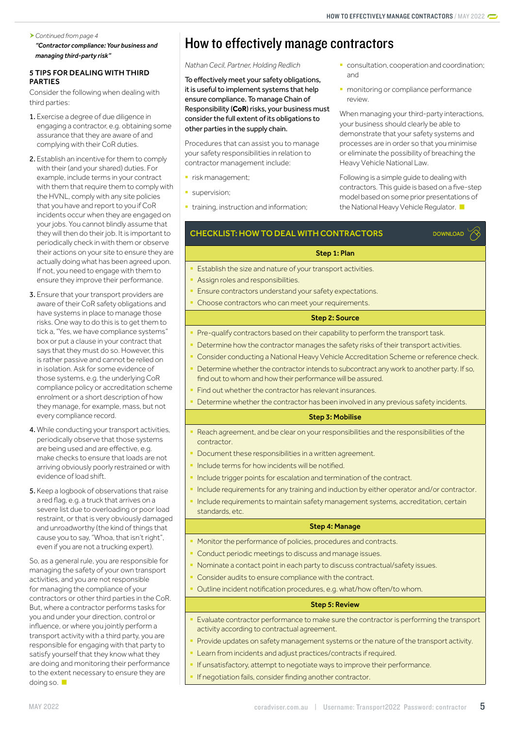➤ *Continued from page 4*
***"Contractor compliance: Your business and managing third-party risk"***

### 5 TIPS FOR DEALING WITH THIRD PARTIES

Consider the following when dealing with third parties:

1. Exercise a degree of due diligence in engaging a contractor, e.g. obtaining some assurance that they are aware of and complying with their CoR duties.
2. Establish an incentive for them to comply with their (and your shared) duties. For example, include terms in your contract with them that require them to comply with the HVNL, comply with any site policies that you have and report to you if CoR incidents occur when they are engaged on your jobs. You cannot blindly assume that they will then do their job. It is important to periodically check in with them or observe their actions on your site to ensure they are actually doing what has been agreed upon. If not, you need to engage with them to ensure they improve their performance.
3. Ensure that your transport providers are aware of their CoR safety obligations and have systems in place to manage those risks. One way to do this is to get them to tick a, "Yes, we have compliance systems" box or put a clause in your contract that says that they must do so. However, this is rather passive and cannot be relied on in isolation. Ask for some evidence of those systems, e.g. the underlying CoR compliance policy or accreditation scheme enrolment or a short description of how they manage, for example, mass, but not every compliance record.
4. While conducting your transport activities, periodically observe that those systems are being used and are effective, e.g. make checks to ensure that loads are not arriving obviously poorly restrained or with evidence of load shift.
5. Keep a logbook of observations that raise a red flag, e.g. a truck that arrives on a severe list due to overloading or poor load restraint, or that is very obviously damaged and unroadworthy (the kind of things that cause you to say, "Whoa, that isn't right", even if you are not a trucking expert).

So, as a general rule, you are responsible for managing the safety of your own transport activities, and you are not responsible for managing the compliance of your contractors or other third parties in the CoR. But, where a contractor performs tasks for you and under your direction, control or influence, or where you jointly perform a transport activity with a third party, you are responsible for engaging with that party to satisfy yourself that they know what they are doing and monitoring their performance to the extent necessary to ensure they are doing so.

# How to effectively manage contractors

*Nathan Cecil, Partner, Holding Redlich*

To effectively meet your safety obligations, it is useful to implement systems that help ensure compliance. To manage Chain of Responsibility (**CoR**) risks, your business must consider the full extent of its obligations to other parties in the supply chain.

Procedures that can assist you to manage your safety responsibilities in relation to contractor management include:

- risk management;
- supervision;
- training, instruction and information;
- consultation, cooperation and coordination; and
- monitoring or compliance performance review.

When managing your third-party interactions, your business should clearly be able to demonstrate that your safety systems and processes are in order so that you minimise or eliminate the possibility of breaching the Heavy Vehicle National Law.

Following is a simple guide to dealing with contractors. This guide is based on a five-step model based on some prior presentations of the National Heavy Vehicle Regulator.

## CHECKLIST: HOW TO DEAL WITH CONTRACTORS

DOWNLOAD

**Step 1: Plan**

- Establish the size and nature of your transport activities.
- Assign roles and responsibilities.
- Ensure contractors understand your safety expectations.
- Choose contractors who can meet your requirements.

**Step 2: Source**

- Pre-qualify contractors based on their capability to perform the transport task.
- Determine how the contractor manages the safety risks of their transport activities.
- Consider conducting a National Heavy Vehicle Accreditation Scheme or reference check.
- Determine whether the contractor intends to subcontract any work to another party. If so, find out to whom and how their performance will be assured.
- Find out whether the contractor has relevant insurances.
- Determine whether the contractor has been involved in any previous safety incidents.

**Step 3: Mobilise**

- Reach agreement, and be clear on your responsibilities and the responsibilities of the contractor.
- Document these responsibilities in a written agreement.
- Include terms for how incidents will be notified.
- Include trigger points for escalation and termination of the contract.
- Include requirements for any training and induction by either operator and/or contractor.
- Include requirements to maintain safety management systems, accreditation, certain standards, etc.

**Step 4: Manage**

- Monitor the performance of policies, procedures and contracts.
- Conduct periodic meetings to discuss and manage issues.
- Nominate a contact point in each party to discuss contractual/safety issues.
- Consider audits to ensure compliance with the contract.
- Outline incident notification procedures, e.g. what/how often/to whom.

**Step 5: Review**

- Evaluate contractor performance to make sure the contractor is performing the transport activity according to contractual agreement.
- Provide updates on safety management systems or the nature of the transport activity.
- Learn from incidents and adjust practices/contracts if required.
- If unsatisfactory, attempt to negotiate ways to improve their performance.
- If negotiation fails, consider finding another contractor.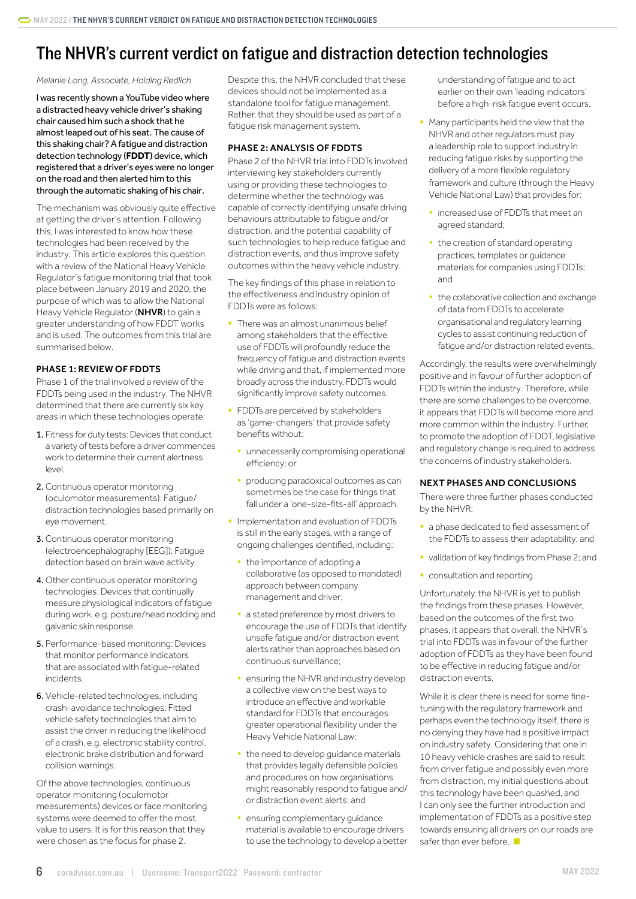# The NHVR's current verdict on fatigue and distraction detection technologies

*Melanie Long, Associate, Holding Redlich*

I was recently shown a YouTube video where a distracted heavy vehicle driver's shaking chair caused him such a shock that he almost leaped out of his seat. The cause of this shaking chair? A fatigue and distraction detection technology (**FDDT**) device, which registered that a driver's eyes were no longer on the road and then alerted him to this through the automatic shaking of his chair.

The mechanism was obviously quite effective at getting the driver's attention. Following this, I was interested to know how these technologies had been received by the industry. This article explores this question with a review of the National Heavy Vehicle Regulator's fatigue monitoring trial that took place between January 2019 and 2020, the purpose of which was to allow the National Heavy Vehicle Regulator (**NHVR**) to gain a greater understanding of how FDDT works and is used. The outcomes from this trial are summarised below.

### PHASE 1: REVIEW OF FDDTS

Phase 1 of the trial involved a review of the FDDTs being used in the industry. The NHVR determined that there are currently six key areas in which these technologies operate:

1. Fitness for duty tests: Devices that conduct a variety of tests before a driver commences work to determine their current alertness level.
2. Continuous operator monitoring (oculomotor measurements): Fatigue/distraction technologies based primarily on eye movement.
3. Continuous operator monitoring (electroencephalography [EEG]): Fatigue detection based on brain wave activity.
4. Other continuous operator monitoring technologies: Devices that continually measure physiological indicators of fatigue during work, e.g. posture/head nodding and galvanic skin response.
5. Performance-based monitoring: Devices that monitor performance indicators that are associated with fatigue-related incidents.
6. Vehicle-related technologies, including crash-avoidance technologies: Fitted vehicle safety technologies that aim to assist the driver in reducing the likelihood of a crash, e.g. electronic stability control, electronic brake distribution and forward collision warnings.

Of the above technologies, continuous operator monitoring (oculomotor measurements) devices or face monitoring systems were deemed to offer the most value to users. It is for this reason that they were chosen as the focus for phase 2.

Despite this, the NHVR concluded that these devices should not be implemented as a standalone tool for fatigue management. Rather, that they should be used as part of a fatigue risk management system.

### PHASE 2: ANALYSIS OF FDDTS

Phase 2 of the NHVR trial into FDDTs involved interviewing key stakeholders currently using or providing these technologies to determine whether the technology was capable of correctly identifying unsafe driving behaviours attributable to fatigue and/or distraction, and the potential capability of such technologies to help reduce fatigue and distraction events, and thus improve safety outcomes within the heavy vehicle industry.

The key findings of this phase in relation to the effectiveness and industry opinion of FDDTs were as follows:

- There was an almost unanimous belief among stakeholders that the effective use of FDDTs will profoundly reduce the frequency of fatigue and distraction events while driving and that, if implemented more broadly across the industry, FDDTs would significantly improve safety outcomes.
- FDDTs are perceived by stakeholders as 'game-changers' that provide safety benefits without:
  - unnecessarily compromising operational efficiency; or
  - producing paradoxical outcomes as can sometimes be the case for things that fall under a 'one-size-fits-all' approach.
- Implementation and evaluation of FDDTs is still in the early stages, with a range of ongoing challenges identified, including:
  - the importance of adopting a collaborative (as opposed to mandated) approach between company management and driver;
  - a stated preference by most drivers to encourage the use of FDDTs that identify unsafe fatigue and/or distraction event alerts rather than approaches based on continuous surveillance;
  - ensuring the NHVR and industry develop a collective view on the best ways to introduce an effective and workable standard for FDDTs that encourages greater operational flexibility under the Heavy Vehicle National Law;
  - the need to develop guidance materials that provides legally defensible policies and procedures on how organisations might reasonably respond to fatigue and/or distraction event alerts; and
  - ensuring complementary guidance material is available to encourage drivers to use the technology to develop a better understanding of fatigue and to act earlier on their own 'leading indicators' before a high-risk fatigue event occurs.
- Many participants held the view that the NHVR and other regulators must play a leadership role to support industry in reducing fatigue risks by supporting the delivery of a more flexible regulatory framework and culture (through the Heavy Vehicle National Law) that provides for:
  - increased use of FDDTs that meet an agreed standard;
  - the creation of standard operating practices, templates or guidance materials for companies using FDDTs; and
  - the collaborative collection and exchange of data from FDDTs to accelerate organisational and regulatory learning cycles to assist continuing reduction of fatigue and/or distraction related events.

Accordingly, the results were overwhelmingly positive and in favour of further adoption of FDDTs within the industry. Therefore, while there are some challenges to be overcome, it appears that FDDTs will become more and more common within the industry. Further, to promote the adoption of FDDT, legislative and regulatory change is required to address the concerns of industry stakeholders.

### NEXT PHASES AND CONCLUSIONS

There were three further phases conducted by the NHVR:

- a phase dedicated to field assessment of the FDDTs to assess their adaptability; and
- validation of key findings from Phase 2; and
- consultation and reporting.

Unfortunately, the NHVR is yet to publish the findings from these phases. However, based on the outcomes of the first two phases, it appears that overall, the NHVR's trial into FDDTs was in favour of the further adoption of FDDTs as they have been found to be effective in reducing fatigue and/or distraction events.

While it is clear there is need for some fine-tuning with the regulatory framework and perhaps even the technology itself, there is no denying they have had a positive impact on industry safety. Considering that one in 10 heavy vehicle crashes are said to result from driver fatigue and possibly even more from distraction, my initial questions about this technology have been quashed, and I can only see the further introduction and implementation of FDDTs as a positive step towards ensuring all drivers on our roads are safer than ever before.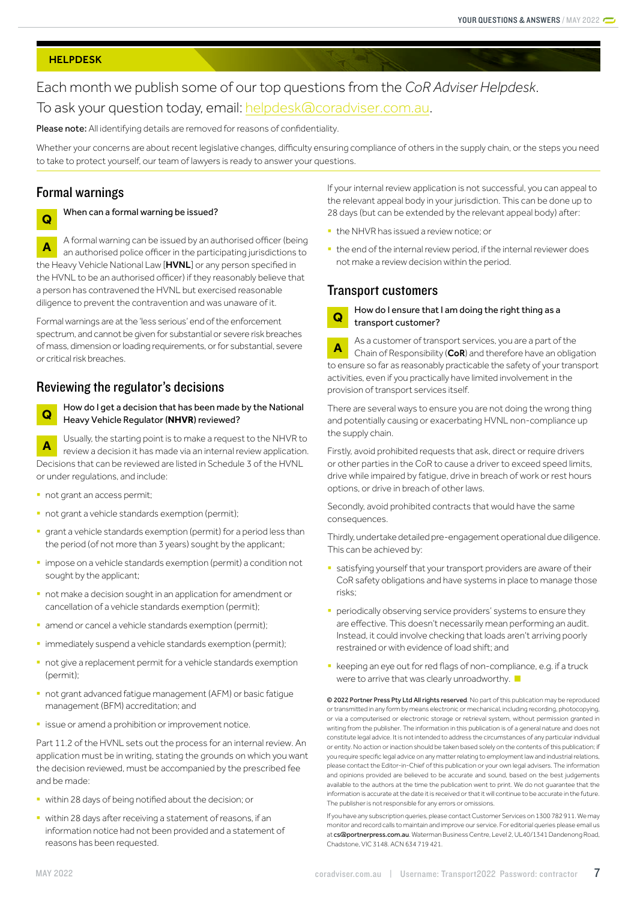HELPDESK

Each month we publish some of our top questions from the *CoR Adviser Helpdesk*. To ask your question today, email: helpdesk@coradviser.com.au.

**Please note:** All identifying details are removed for reasons of confidentiality.

Whether your concerns are about recent legislative changes, difficulty ensuring compliance of others in the supply chain, or the steps you need to take to protect yourself, our team of lawyers is ready to answer your questions.

## Formal warnings

**Q** When can a formal warning be issued?

**A** A formal warning can be issued by an authorised officer (being an authorised police officer in the participating jurisdictions to the Heavy Vehicle National Law [**HVNL**] or any person specified in the HVNL to be an authorised officer) if they reasonably believe that a person has contravened the HVNL but exercised reasonable diligence to prevent the contravention and was unaware of it.

Formal warnings are at the 'less serious' end of the enforcement spectrum, and cannot be given for substantial or severe risk breaches of mass, dimension or loading requirements, or for substantial, severe or critical risk breaches.

## Reviewing the regulator's decisions

**Q** How do I get a decision that has been made by the National Heavy Vehicle Regulator (**NHVR**) reviewed?

**A** Usually, the starting point is to make a request to the NHVR to review a decision it has made via an internal review application. Decisions that can be reviewed are listed in Schedule 3 of the HVNL or under regulations, and include:

- not grant an access permit;
- not grant a vehicle standards exemption (permit);
- grant a vehicle standards exemption (permit) for a period less than the period (of not more than 3 years) sought by the applicant;
- impose on a vehicle standards exemption (permit) a condition not sought by the applicant;
- not make a decision sought in an application for amendment or cancellation of a vehicle standards exemption (permit);
- amend or cancel a vehicle standards exemption (permit);
- immediately suspend a vehicle standards exemption (permit);
- not give a replacement permit for a vehicle standards exemption (permit);
- not grant advanced fatigue management (AFM) or basic fatigue management (BFM) accreditation; and
- issue or amend a prohibition or improvement notice.

Part 11.2 of the HVNL sets out the process for an internal review. An application must be in writing, stating the grounds on which you want the decision reviewed, must be accompanied by the prescribed fee and be made:

- within 28 days of being notified about the decision; or
- within 28 days after receiving a statement of reasons, if an information notice had not been provided and a statement of reasons has been requested.

If your internal review application is not successful, you can appeal to the relevant appeal body in your jurisdiction. This can be done up to 28 days (but can be extended by the relevant appeal body) after:

- the NHVR has issued a review notice; or
- the end of the internal review period, if the internal reviewer does not make a review decision within the period.

## Transport customers

**Q** How do I ensure that I am doing the right thing as a transport customer?

**A** As a customer of transport services, you are a part of the Chain of Responsibility (**CoR**) and therefore have an obligation to ensure so far as reasonably practicable the safety of your transport activities, even if you practically have limited involvement in the provision of transport services itself.

There are several ways to ensure you are not doing the wrong thing and potentially causing or exacerbating HVNL non-compliance up the supply chain.

Firstly, avoid prohibited requests that ask, direct or require drivers or other parties in the CoR to cause a driver to exceed speed limits, drive while impaired by fatigue, drive in breach of work or rest hours options, or drive in breach of other laws.

Secondly, avoid prohibited contracts that would have the same consequences.

Thirdly, undertake detailed pre-engagement operational due diligence. This can be achieved by:

- satisfying yourself that your transport providers are aware of their CoR safety obligations and have systems in place to manage those risks;
- periodically observing service providers' systems to ensure they are effective. This doesn't necessarily mean performing an audit. Instead, it could involve checking that loads aren't arriving poorly restrained or with evidence of load shift; and
- keeping an eye out for red flags of non-compliance, e.g. if a truck were to arrive that was clearly unroadworthy.

**© 2022 Portner Press Pty Ltd All rights reserved.** No part of this publication may be reproduced or transmitted in any form by means electronic or mechanical, including recording, photocopying, or via a computerised or electronic storage or retrieval system, without permission granted in writing from the publisher. The information in this publication is of a general nature and does not constitute legal advice. It is not intended to address the circumstances of any particular individual or entity. No action or inaction should be taken based solely on the contents of this publication; if you require specific legal advice on any matter relating to employment law and industrial relations, please contact the Editor-in-Chief of this publication or your own legal advisers. The information and opinions provided are believed to be accurate and sound, based on the best judgements available to the authors at the time the publication went to print. We do not guarantee that the information is accurate at the date it is received or that it will continue to be accurate in the future. The publisher is not responsible for any errors or omissions.

If you have any subscription queries, please contact Customer Services on 1300 782 911. We may monitor and record calls to maintain and improve our service. For editorial queries please email us at **cs@portnerpress.com.au**. Waterman Business Centre, Level 2, UL40/1341 Dandenong Road, Chadstone, VIC 3148. ACN 634 719 421.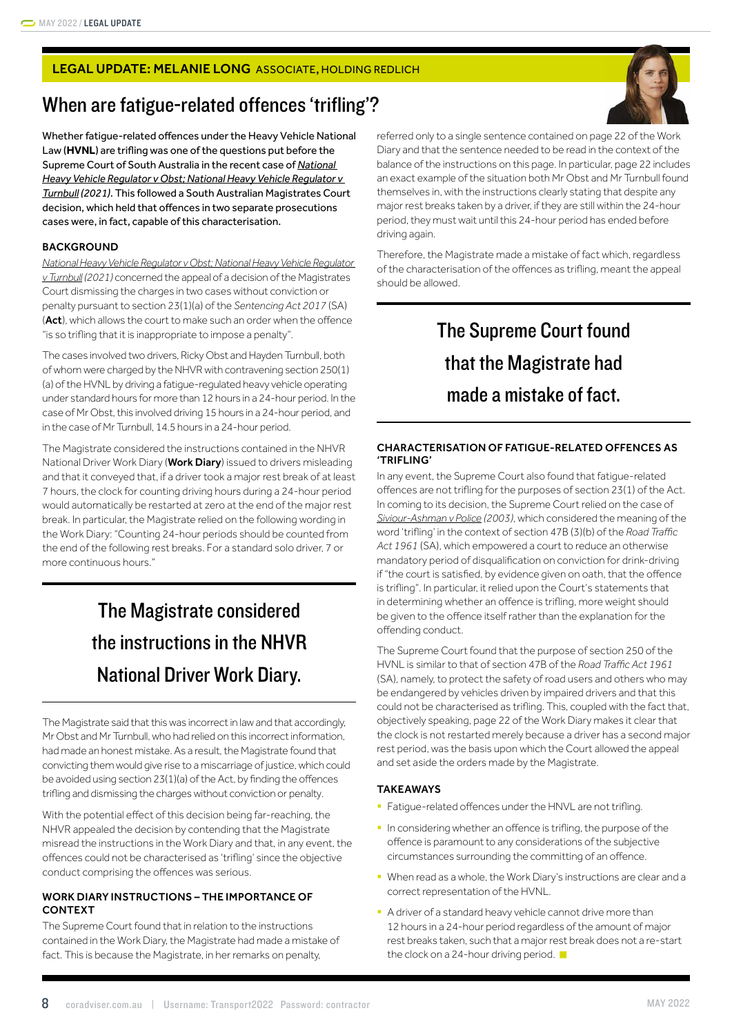**LEGAL UPDATE: MELANIE LONG** ASSOCIATE, HOLDING REDLICH

# When are fatigue-related offences 'trifling'?

**Whether fatigue-related offences under the Heavy Vehicle National Law (HVNL) are trifling was one of the questions put before the Supreme Court of South Australia in the recent case of *National Heavy Vehicle Regulator v Obst; National Heavy Vehicle Regulator v Turnbull (2021)*. This followed a South Australian Magistrates Court decision, which held that offences in two separate prosecutions cases were, in fact, capable of this characterisation.**

### BACKGROUND

*National Heavy Vehicle Regulator v Obst; National Heavy Vehicle Regulator v Turnbull (2021)* concerned the appeal of a decision of the Magistrates Court dismissing the charges in two cases without conviction or penalty pursuant to section 23(1)(a) of the *Sentencing Act 2017* (SA) (**Act**), which allows the court to make such an order when the offence "is so trifling that it is inappropriate to impose a penalty".

The cases involved two drivers, Ricky Obst and Hayden Turnbull, both of whom were charged by the NHVR with contravening section 250(1)(a) of the HVNL by driving a fatigue-regulated heavy vehicle operating under standard hours for more than 12 hours in a 24-hour period. In the case of Mr Obst, this involved driving 15 hours in a 24-hour period, and in the case of Mr Turnbull, 14.5 hours in a 24-hour period.

The Magistrate considered the instructions contained in the NHVR National Driver Work Diary (**Work Diary**) issued to drivers misleading and that it conveyed that, if a driver took a major rest break of at least 7 hours, the clock for counting driving hours during a 24-hour period would automatically be restarted at zero at the end of the major rest break. In particular, the Magistrate relied on the following wording in the Work Diary: "Counting 24-hour periods should be counted from the end of the following rest breaks. For a standard solo driver, 7 or more continuous hours."

> The Magistrate considered the instructions in the NHVR National Driver Work Diary.

The Magistrate said that this was incorrect in law and that accordingly, Mr Obst and Mr Turnbull, who had relied on this incorrect information, had made an honest mistake. As a result, the Magistrate found that convicting them would give rise to a miscarriage of justice, which could be avoided using section 23(1)(a) of the Act, by finding the offences trifling and dismissing the charges without conviction or penalty.

With the potential effect of this decision being far-reaching, the NHVR appealed the decision by contending that the Magistrate misread the instructions in the Work Diary and that, in any event, the offences could not be characterised as 'trifling' since the objective conduct comprising the offences was serious.

### WORK DIARY INSTRUCTIONS – THE IMPORTANCE OF CONTEXT

The Supreme Court found that in relation to the instructions contained in the Work Diary, the Magistrate had made a mistake of fact. This is because the Magistrate, in her remarks on penalty, referred only to a single sentence contained on page 22 of the Work Diary and that the sentence needed to be read in the context of the balance of the instructions on this page. In particular, page 22 includes an exact example of the situation both Mr Obst and Mr Turnbull found themselves in, with the instructions clearly stating that despite any major rest breaks taken by a driver, if they are still within the 24-hour period, they must wait until this 24-hour period has ended before driving again.

Therefore, the Magistrate made a mistake of fact which, regardless of the characterisation of the offences as trifling, meant the appeal should be allowed.

> The Supreme Court found that the Magistrate had made a mistake of fact.

### CHARACTERISATION OF FATIGUE-RELATED OFFENCES AS 'TRIFLING'

In any event, the Supreme Court also found that fatigue-related offences are not trifling for the purposes of section 23(1) of the Act. In coming to its decision, the Supreme Court relied on the case of *Siviour-Ashman v Police (2003)*, which considered the meaning of the word 'trifling' in the context of section 47B (3)(b) of the *Road Traffic Act 1961* (SA), which empowered a court to reduce an otherwise mandatory period of disqualification on conviction for drink-driving if "the court is satisfied, by evidence given on oath, that the offence is trifling". In particular, it relied upon the Court's statements that in determining whether an offence is trifling, more weight should be given to the offence itself rather than the explanation for the offending conduct.

The Supreme Court found that the purpose of section 250 of the HVNL is similar to that of section 47B of the *Road Traffic Act 1961* (SA), namely, to protect the safety of road users and others who may be endangered by vehicles driven by impaired drivers and that this could not be characterised as trifling. This, coupled with the fact that, objectively speaking, page 22 of the Work Diary makes it clear that the clock is not restarted merely because a driver has a second major rest period, was the basis upon which the Court allowed the appeal and set aside the orders made by the Magistrate.

### TAKEAWAYS

- Fatigue-related offences under the HNVL are not trifling.
- In considering whether an offence is trifling, the purpose of the offence is paramount to any considerations of the subjective circumstances surrounding the committing of an offence.
- When read as a whole, the Work Diary's instructions are clear and a correct representation of the HVNL.
- A driver of a standard heavy vehicle cannot drive more than 12 hours in a 24-hour period regardless of the amount of major rest breaks taken, such that a major rest break does not a re-start the clock on a 24-hour driving period.